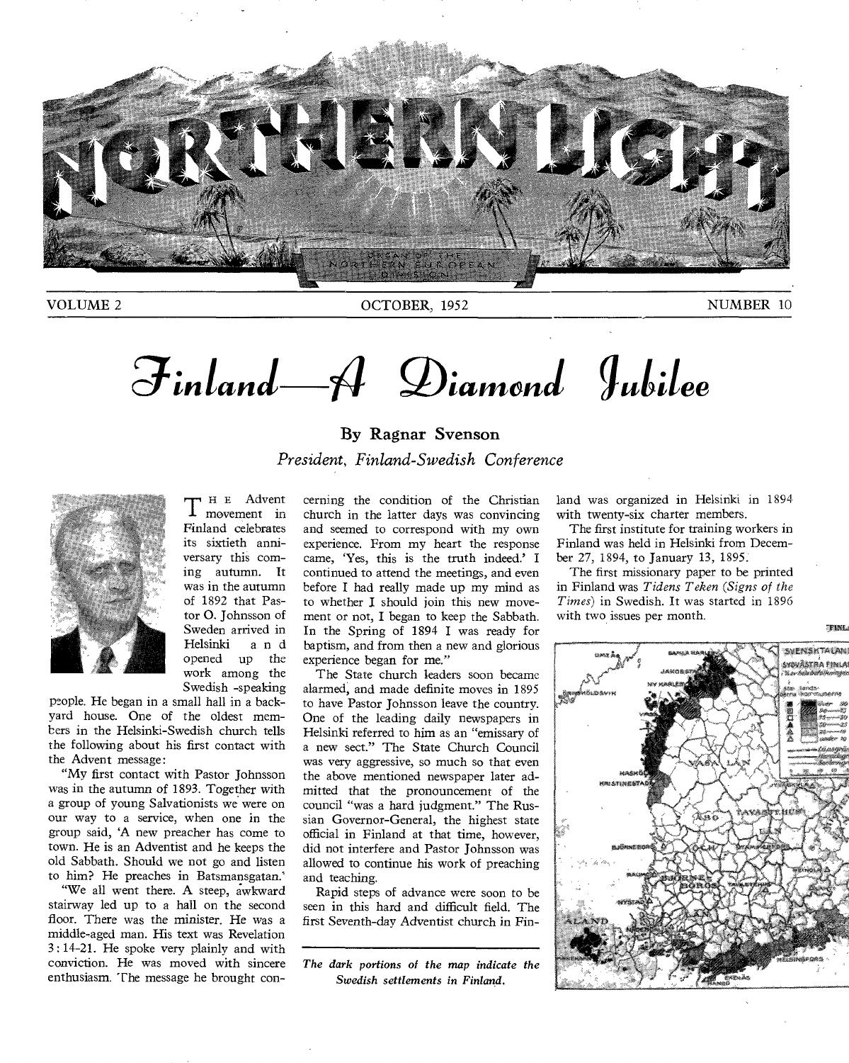# Finland—A Diamond Jubilee

**By Ragnar Svenson**

*President, Finland-Swedish Conference*

THE Advent movement in Finland celebrates its sixtieth anniversary this coming autumn. It was in the autumn of 1892 that Pastor O. Johnsson of Sweden arrived in Helsinki and opened up the work among the Swedish-speaking people. He began in a small hall in a back-yard house. One of the oldest members in the Helsinki-Swedish church tells the following about his first contact with the Advent message:

"My first contact with Pastor Johnsson was in the autumn of 1893. Together with a group of young Salvationists we were on our way to a service, when one in the group said, 'A new preacher has come to town. He is an Adventist and he keeps the old Sabbath. Should we not go and listen to him? He preaches in Batsmansgatan.'

"We all went there. A steep, awkward stairway led up to a hall on the second floor. There was the minister. He was a middle-aged man. His text was Revelation 3:14-21. He spoke very plainly and with conviction. He was moved with sincere enthusiasm. The message he brought concerning the condition of the Christian church in the latter days was convincing and seemed to correspond with my own experience. From my heart the response came, 'Yes, this is the truth indeed.' I continued to attend the meetings, and even before I had really made up my mind as to whether I should join this new movement or not, I began to keep the Sabbath. In the Spring of 1894 I was ready for baptism, and from then a new and glorious experience began for me."

The State church leaders soon became alarmed, and made definite moves in 1895 to have Pastor Johnsson leave the country. One of the leading daily newspapers in Helsinki referred to him as an "emissary of a new sect." The State Church Council was very aggressive, so much so that even the above mentioned newspaper later admitted that the pronouncement of the council "was a hard judgment." The Russian Governor-General, the highest state official in Finland at that time, however, did not interfere and Pastor Johnsson was allowed to continue his work of preaching and teaching.

Rapid steps of advance were soon to be seen in this hard and difficult field. The first Seventh-day Adventist church in Finland was organized in Helsinki in 1894 with twenty-six charter members.

The first institute for training workers in Finland was held in Helsinki from December 27, 1894, to January 13, 1895.

The first missionary paper to be printed in Finland was *Tidens Teken* (*Signs of the Times*) in Swedish. It was started in 1896 with two issues per month.

*The dark portions of the map indicate the Swedish settlements in Finland.*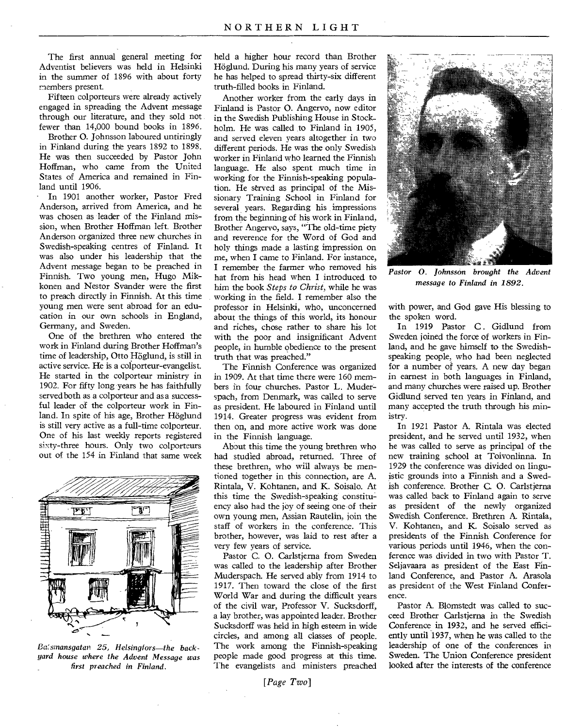The first annual general meeting for Adventist believers was held in Helsinki in the summer of 1896 with about forty members present.

Fifteen colporteurs were already actively engaged in spreading the Advent message through our literature, and they sold not fewer than 14,000 bound books in 1896.

Brother O. Johnsson laboured untiringly in Finland during the years 1892 to 1898. He was then succeeded by Pastor John Hoffman, who came from the United States of America and remained in Finland until 1906.

In 1901 another worker, Pastor Fred Anderson, arrived from America, and he was chosen as leader of the Finland mission, when Brother Hoffman left. Brother Anderson organized three new churches in Swedish-speaking centres of Finland. It was also under his leadership that the Advent message began to be preached in Finnish. Two young men, Hugo Mikkonen and Nestor Svander were the first to preach directly in Finnish. At this time young men were sent abroad for an education in our own schools in England, Germany, and Sweden.

One of the brethren who entered the work in Finland during Brother Hoffman's time of leadership, Otto Höglund, is still in active service. He is a colporteur-evangelist. He started in the colporteur ministry in 1902. For fifty long years he has faithfully served both as a colporteur and as a successful leader of the colporteur work in Finland. In spite of his age, Brother Höglund is still very active as a full-time colporteur. One of his last weekly reports registered sixty-three hours. Only two colporteurs out of the 154 in Finland that same week held a higher hour record than Brother Höglund. During his many years of service he has helped to spread thirty-six different truth-filled books in Finland.

*Baksmansgatan 25, Helsingfors—the back-yard house where the Advent Message was first preached in Finland.*

Another worker from the early days in Finland is Pastor O. Angervo, now editor in the Swedish Publishing House in Stockholm. He was called to Finland in 1905, and served eleven years altogether in two different periods. He was the only Swedish worker in Finland who learned the Finnish language. He also spent much time in working for the Finnish-speaking population. He served as principal of the Missionary Training School in Finland for several years. Regarding his impressions from the beginning of his work in Finland, Brother Angervo, says, "The old-time piety and reverence for the Word of God and holy things made a lasting impression on me, when I came to Finland. For instance, I remember the farmer who removed his hat from his head when I introduced to him the book *Steps to Christ*, while he was working in the field. I remember also the professor in Helsinki, who, unconcerned about the things of this world, its honour and riches, chose rather to share his lot with the poor and insignificant Advent people, in humble obedience to the present truth that was preached."

The Finnish Conference was organized in 1909. At that time there were 160 members in four churches. Pastor L. Muderspach, from Denmark, was called to serve as president. He laboured in Finland until 1914. Greater progress was evident from then on, and more active work was done in the Finnish language.

About this time the young brethren who had studied abroad, returned. Three of these brethren, who will always be mentioned together in this connection, are A. Rintala, V. Kohtanen, and K. Soisalo. At this time the Swedish-speaking constituency also had the joy of seeing one of their own young men, Assian Rautelin, join the staff of workers in the conference. This brother, however, was laid to rest after a very few years of service.

Pastor C. O. Carlstjerna from Sweden was called to the leadership after Brother Muderspach. He served ably from 1914 to 1917. Then toward the close of the first World War and during the difficult years of the civil war, Professor V. Sucksdorff, a lay brother, was appointed leader. Brother Sucksdorff was held in high esteem in wide circles, and among all classes of people. The work among the Finnish-speaking people made good progress at this time. The evangelists and ministers preached with power, and God gave His blessing to the spoken word.

*Pastor O. Johnsson brought the Advent message to Finland in 1892.*

In 1919 Pastor C. Gidlund from Sweden joined the force of workers in Finland, and he gave himself to the Swedish-speaking people, who had been neglected for a number of years. A new day began in earnest in both languages in Finland, and many churches were raised up. Brother Gidlund served ten years in Finland, and many accepted the truth through his ministry.

In 1921 Pastor A. Rintala was elected president, and he served until 1932, when he was called to serve as principal of the new training school at Toivonlinna. In 1929 the conference was divided on linguistic grounds into a Finnish and a Swedish conference. Brother C. O. Carlstjerna was called back to Finland again to serve as president of the newly organized Swedish Conference. Brethren A. Rintala, V. Kohtanen, and K. Soisalo served as presidents of the Finnish Conference for various periods until 1946, when the conference was divided in two with Pastor T. Seljavaara as president of the East Finland Conference, and Pastor A. Arasola as president of the West Finland Conference.

Pastor A. Blomstedt was called to succeed Brother Carlstjerna in the Swedish Conference in 1932, and he served efficiently until 1937, when he was called to the leadership of one of the conferences in Sweden. The Union Conference president looked after the interests of the conference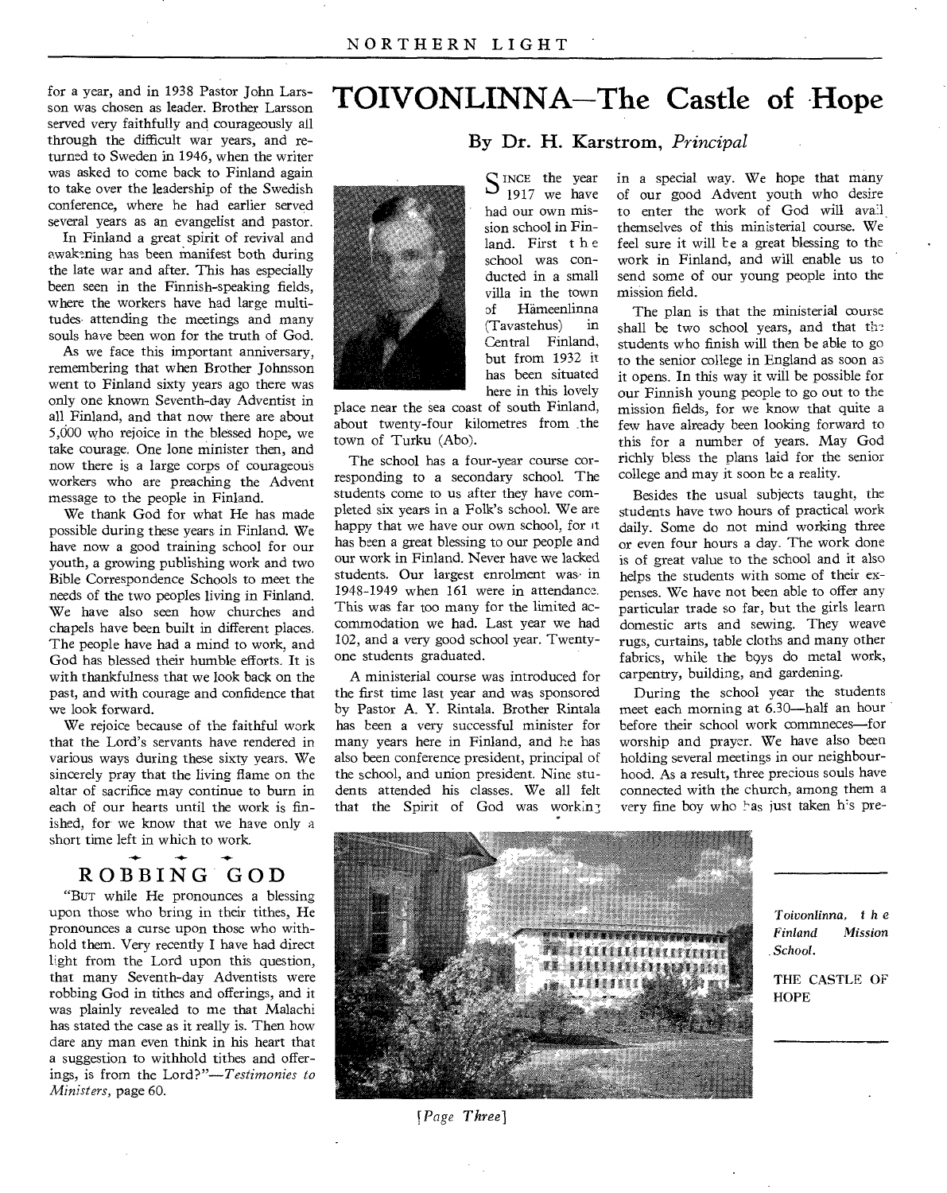for a year, and in 1938 Pastor John Larsson was chosen as leader. Brother Larsson served very faithfully and courageously all through the difficult war years, and returned to Sweden in 1946, when the writer was asked to come back to Finland again to take over the leadership of the Swedish conference, where he had earlier served several years as an evangelist and pastor.

In Finland a great spirit of revival and awakening has been manifest both during the late war and after. This has especially been seen in the Finnish-speaking fields, where the workers have had large multitudes attending the meetings and many souls have been won for the truth of God.

As we face this important anniversary, remembering that when Brother Johnsson went to Finland sixty years ago there was only one known Seventh-day Adventist in all Finland, and that now there are about 5,000 who rejoice in the blessed hope, we take courage. One lone minister then, and now there is a large corps of courageous workers who are preaching the Advent message to the people in Finland.

We thank God for what He has made possible during these years in Finland. We have now a good training school for our youth, a growing publishing work and two Bible Correspondence Schools to meet the needs of the two peoples living in Finland. We have also seen how churches and chapels have been built in different places. The people have had a mind to work, and God has blessed their humble efforts. It is with thankfulness that we look back on the past, and with courage and confidence that we look forward.

We rejoice because of the faithful work that the Lord's servants have rendered in various ways during these sixty years. We sincerely pray that the living flame on the altar of sacrifice may continue to burn in each of our hearts until the work is finished, for we know that we have only a short time left in which to work.

## ROBBING GOD

"But while He pronounces a blessing upon those who bring in their tithes, He pronounces a curse upon those who withhold them. Very recently I have had direct light from the Lord upon this question, that many Seventh-day Adventists were robbing God in tithes and offerings, and it was plainly revealed to me that Malachi has stated the case as it really is. Then how dare any man even think in his heart that a suggestion to withhold tithes and offerings, is from the Lord?"—*Testimonies to Ministers*, page 60.

# TOIVONLINNA—The Castle of Hope

### By Dr. H. Karstrom, *Principal*

Since the year 1917 we have had our own mission school in Finland. First the school was conducted in a small villa in the town of Hämeenlinna (Tavastehus) in Central Finland, but from 1932 it has been situated here in this lovely place near the sea coast of south Finland, about twenty-four kilometres from the town of Turku (Abo).

The school has a four-year course corresponding to a secondary school. The students come to us after they have completed six years in a Folk's school. We are happy that we have our own school, for it has been a great blessing to our people and our work in Finland. Never have we lacked students. Our largest enrolment was in 1948-1949 when 161 were in attendance. This was far too many for the limited accommodation we had. Last year we had 102, and a very good school year. Twenty-one students graduated.

A ministerial course was introduced for the first time last year and was sponsored by Pastor A. Y. Rintala. Brother Rintala has been a very successful minister for many years here in Finland, and he has also been conference president, principal of the school, and union president. Nine students attended his classes. We all felt that the Spirit of God was working in a special way. We hope that many of our good Advent youth who desire to enter the work of God will avail themselves of this ministerial course. We feel sure it will be a great blessing to the work in Finland, and will enable us to send some of our young people into the mission field.

The plan is that the ministerial course shall be two school years, and that the students who finish will then be able to go to the senior college in England as soon as it opens. In this way it will be possible for our Finnish young people to go out to the mission fields, for we know that quite a few have already been looking forward to this for a number of years. May God richly bless the plans laid for the senior college and may it soon be a reality.

Besides the usual subjects taught, the students have two hours of practical work daily. Some do not mind working three or even four hours a day. The work done is of great value to the school and it also helps the students with some of their expenses. We have not been able to offer any particular trade so far, but the girls learn domestic arts and sewing. They weave rugs, curtains, table cloths and many other fabrics, while the boys do metal work, carpentry, building, and gardening.

During the school year the students meet each morning at 6.30—half an hour before their school work commneces—for worship and prayer. We have also been holding several meetings in our neighbourhood. As a result, three precious souls have connected with the church, among them a very fine boy who has just taken his pre-

*Toivonlinna, the Finland Mission School.*

THE CASTLE OF HOPE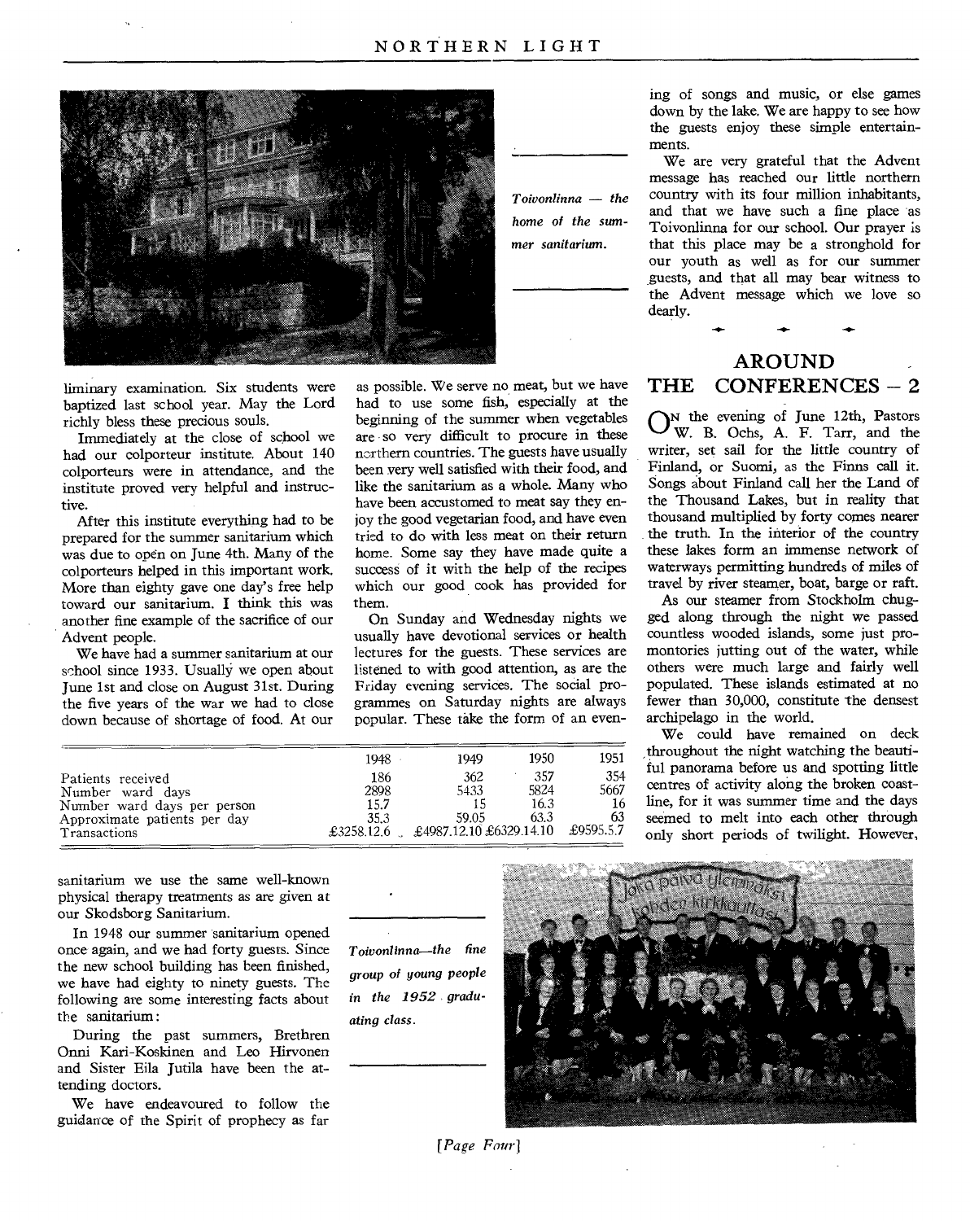*Toivonlinna — the home of the summer sanitarium.*

liminary examination. Six students were baptized last school year. May the Lord richly bless these precious souls.

Immediately at the close of school we had our colporteur institute. About 140 colporteurs were in attendance, and the institute proved very helpful and instructive.

After this institute everything had to be prepared for the summer sanitarium which was due to open on June 4th. Many of the colporteurs helped in this important work. More than eighty gave one day's free help toward our sanitarium. I think this was another fine example of the sacrifice of our Advent people.

We have had a summer sanitarium at our school since 1933. Usually we open about June 1st and close on August 31st. During the five years of the war we had to close down because of shortage of food. At our sanitarium we use the same well-known physical therapy treatments as are given at our Skodsborg Sanitarium.

In 1948 our summer sanitarium opened once again, and we had forty guests. Since the new school building has been finished, we have had eighty to ninety guests. The following are some interesting facts about the sanitarium:

| | 1948 | 1949 | 1950 | 1951 |
|---|---|---|---|---|
| Patients received | 186 | 362 | 357 | 354 |
| Number ward days | 2898 | 5433 | 5824 | 5667 |
| Number ward days per person | 15.7 | 15 | 16.3 | 16 |
| Approximate patients per day | 35.3 | 59.05 | 63.3 | 63 |
| Transactions | £3258.12.6 | £4987.12.10 | £6329.14.10 | £9595.5.7 |

During the past summers, Brethren Onni Kari-Koskinen and Leo Hirvonen and Sister Eila Jutila have been the attending doctors.

We have endeavoured to follow the guidance of the Spirit of prophecy as far as possible. We serve no meat, but we have had to use some fish, especially at the beginning of the summer when vegetables are so very difficult to procure in these northern countries. The guests have usually been very well satisfied with their food, and like the sanitarium as a whole. Many who have been accustomed to meat say they enjoy the good vegetarian food, and have even tried to do with less meat on their return home. Some say they have made quite a success of it with the help of the recipes which our good cook has provided for them.

On Sunday and Wednesday nights we usually have devotional services or health lectures for the guests. These services are listened to with good attention, as are the Friday evening services. The social programmes on Saturday nights are always popular. These take the form of an evening of songs and music, or else games down by the lake. We are happy to see how the guests enjoy these simple entertainments.

We are very grateful that the Advent message has reached our little northern country with its four million inhabitants, and that we have such a fine place as Toivonlinna for our school. Our prayer is that this place may be a stronghold for our youth as well as for our summer guests, and that all may bear witness to the Advent message which we love so dearly.

*Toivonlinna—the fine group of young people in the 1952 graduating class.*

## AROUND THE CONFERENCES – 2

On the evening of June 12th, Pastors W. B. Ochs, A. F. Tarr, and the writer, set sail for the little country of Finland, or Suomi, as the Finns call it. Songs about Finland call her the Land of the Thousand Lakes, but in reality that thousand multiplied by forty comes nearer the truth. In the interior of the country these lakes form an immense network of waterways permitting hundreds of miles of travel by river steamer, boat, barge or raft.

As our steamer from Stockholm chugged along through the night we passed countless wooded islands, some just promontories jutting out of the water, while others were much large and fairly well populated. These islands estimated at no fewer than 30,000, constitute the densest archipelago in the world.

We could have remained on deck throughout the night watching the beautiful panorama before us and spotting little centres of activity along the broken coastline, for it was summer time and the days seemed to melt into each other through only short periods of twilight. However,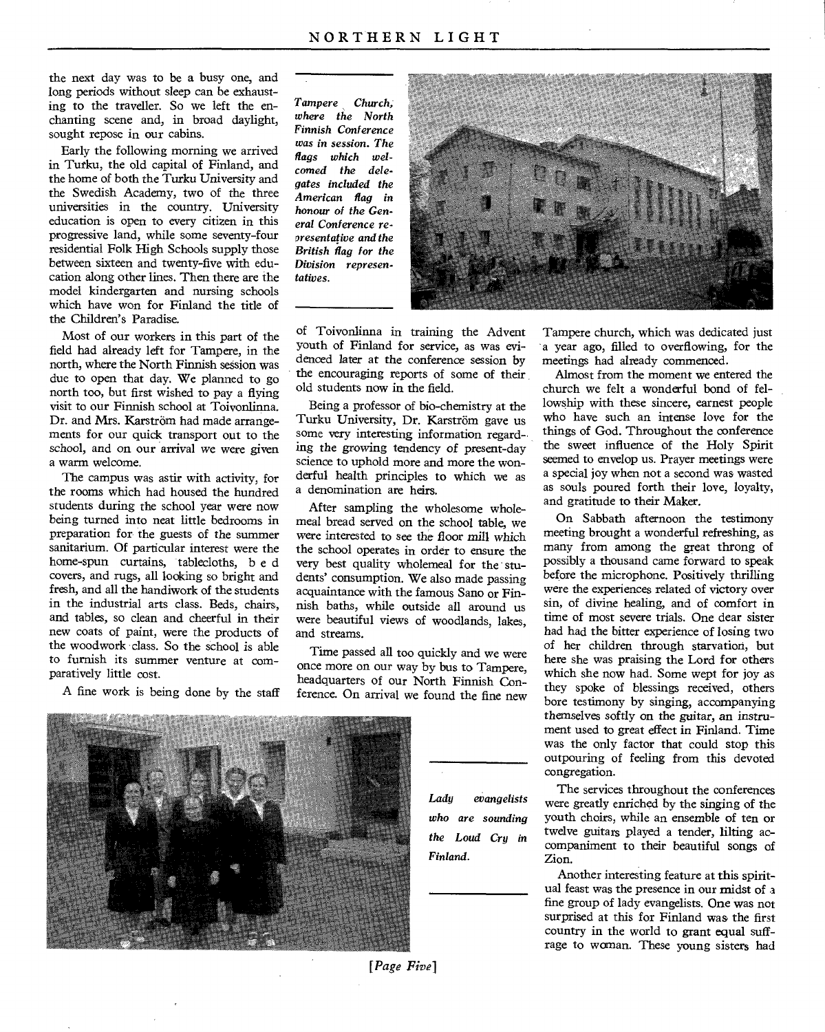the next day was to be a busy one, and long periods without sleep can be exhausting to the traveller. So we left the enchanting scene and, in broad daylight, sought repose in our cabins.

Early the following morning we arrived in Turku, the old capital of Finland, and the home of both the Turku University and the Swedish Academy, two of the three universities in the country. University education is open to every citizen in this progressive land, while some seventy-four residential Folk High Schools supply those between sixteen and twenty-five with education along other lines. Then there are the model kindergarten and nursing schools which have won for Finland the title of the Children's Paradise.

Most of our workers in this part of the field had already left for Tampere, in the north, where the North Finnish session was due to open that day. We planned to go north too, but first wished to pay a flying visit to our Finnish school at Toivonlinna. Dr. and Mrs. Karström had made arrangements for our quick transport out to the school, and on our arrival we were given a warm welcome.

The campus was astir with activity, for the rooms which had housed the hundred students during the school year were now being turned into neat little bedrooms in preparation for the guests of the summer sanitarium. Of particular interest were the home-spun curtains, tablecloths, bed covers, and rugs, all looking so bright and fresh, and all the handiwork of the students in the industrial arts class. Beds, chairs, and tables, so clean and cheerful in their new coats of paint, were the products of the woodwork class. So the school is able to furnish its summer venture at comparatively little cost.

A fine work is being done by the staff of Toivonlinna in training the Advent youth of Finland for service, as was evidenced later at the conference session by the encouraging reports of some of their old students now in the field.

*Tampere Church, where the North Finnish Conference was in session. The flags which welcomed the delegates included the American flag in honour of the General Conference representative and the British flag for the Division representatives.*

Being a professor of bio-chemistry at the Turku University, Dr. Karström gave us some very interesting information regarding the growing tendency of present-day science to uphold more and more the wonderful health principles to which we as a denomination are heirs.

After sampling the wholesome wholemeal bread served on the school table, we were interested to see the floor mill which the school operates in order to ensure the very best quality wholemeal for the students' consumption. We also made passing acquaintance with the famous Sano or Finnish baths, while outside all around us were beautiful views of woodlands, lakes, and streams.

Time passed all too quickly and we were once more on our way by bus to Tampere, headquarters of our North Finnish Conference. On arrival we found the fine new Tampere church, which was dedicated just a year ago, filled to overflowing, for the meetings had already commenced.

Almost from the moment we entered the church we felt a wonderful bond of fellowship with these sincere, earnest people who have such an intense love for the things of God. Throughout the conference the sweet influence of the Holy Spirit seemed to envelop us. Prayer meetings were a special joy when not a second was wasted as souls poured forth their love, loyalty, and gratitude to their Maker.

On Sabbath afternoon the testimony meeting brought a wonderful refreshing, as many from among the great throng of possibly a thousand came forward to speak before the microphone. Positively thrilling were the experiences related of victory over sin, of divine healing, and of comfort in time of most severe trials. One dear sister had had the bitter experience of losing two of her children through starvation, but here she was praising the Lord for others which she now had. Some wept for joy as they spoke of blessings received, others bore testimony by singing, accompanying themselves softly on the guitar, an instrument used to great effect in Finland. Time was the only factor that could stop this outpouring of feeling from this devoted congregation.

*Lady evangelists who are sounding the Loud Cry in Finland.*

The services throughout the conferences were greatly enriched by the singing of the youth choirs, while an ensemble of ten or twelve guitars played a tender, lilting accompaniment to their beautiful songs of Zion.

Another interesting feature at this spiritual feast was the presence in our midst of a fine group of lady evangelists. One was not surprised at this for Finland was the first country in the world to grant equal suffrage to woman. These young sisters had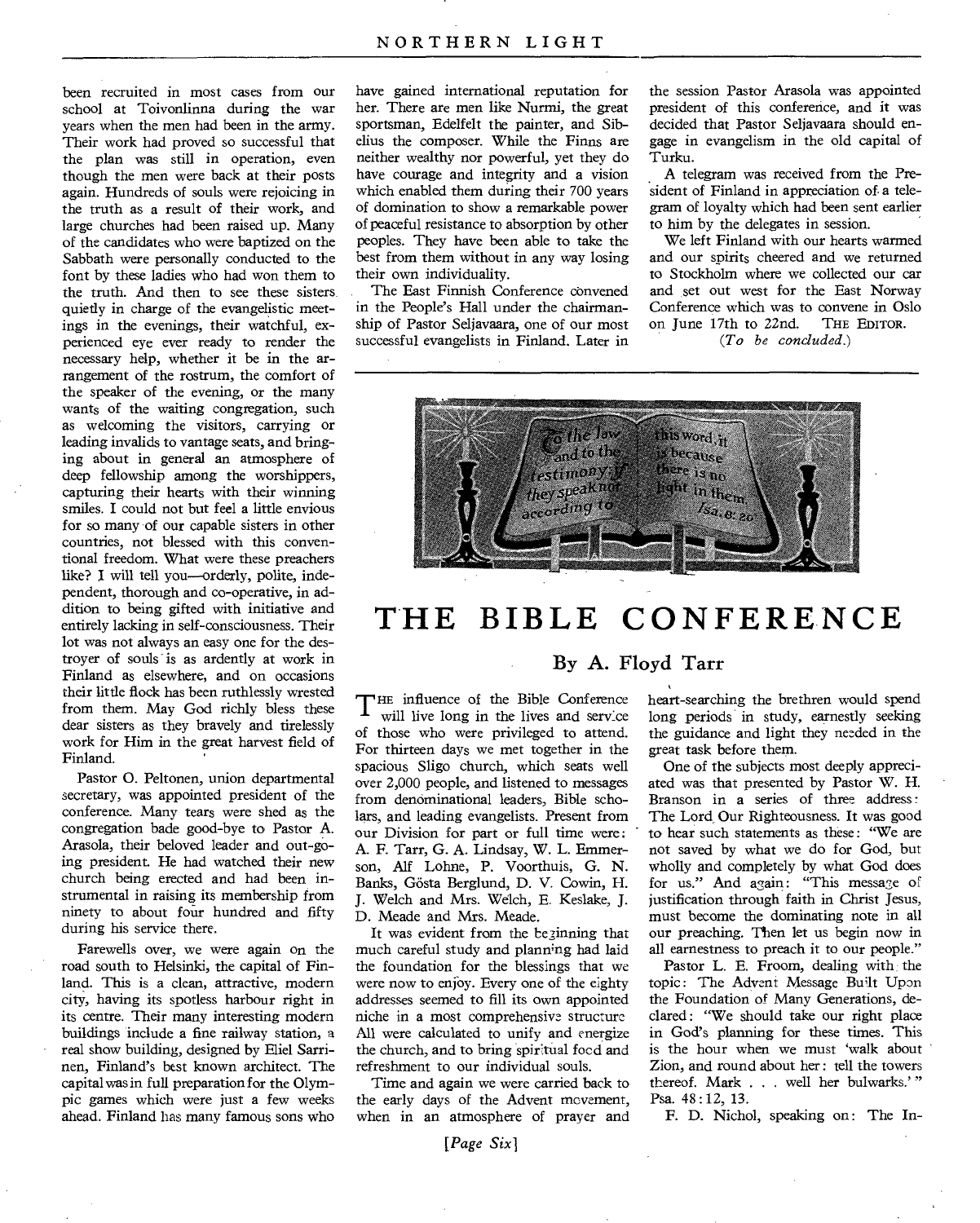been recruited in most cases from our school at Toivonlinna during the war years when the men had been in the army. Their work had proved so successful that the plan was still in operation, even though the men were back at their posts again. Hundreds of souls were rejoicing in the truth as a result of their work, and large churches had been raised up. Many of the candidates who were baptized on the Sabbath were personally conducted to the font by these ladies who had won them to the truth. And then to see these sisters quietly in charge of the evangelistic meetings in the evenings, their watchful, experienced eye ever ready to render the necessary help, whether it be in the arrangement of the rostrum, the comfort of the speaker of the evening, or the many wants of the waiting congregation, such as welcoming the visitors, carrying or leading invalids to vantage seats, and bringing about in general an atmosphere of deep fellowship among the worshippers, capturing their hearts with their winning smiles. I could not but feel a little envious for so many of our capable sisters in other countries, not blessed with this conventional freedom. What were these preachers like? I will tell you—orderly, polite, independent, thorough and co-operative, in addition to being gifted with initiative and entirely lacking in self-consciousness. Their lot was not always an easy one for the destroyer of souls is as ardently at work in Finland as elsewhere, and on occasions their little flock has been ruthlessly wrested from them. May God richly bless these dear sisters as they bravely and tirelessly work for Him in the great harvest field of Finland.

Pastor O. Peltonen, union departmental secretary, was appointed president of the conference. Many tears were shed as the congregation bade good-bye to Pastor A. Arasola, their beloved leader and out-going president. He had watched their new church being erected and had been instrumental in raising its membership from ninety to about four hundred and fifty during his service there.

Farewells over, we were again on the road south to Helsinki, the capital of Finland. This is a clean, attractive, modern city, having its spotless harbour right in its centre. Their many interesting modern buildings include a fine railway station, a real show building, designed by Eliel Sarrinen, Finland's best known architect. The capital was in full preparation for the Olympic games which were just a few weeks ahead. Finland has many famous sons who have gained international reputation for her. There are men like Nurmi, the great sportsman, Edelfelt the painter, and Sibelius the composer. While the Finns are neither wealthy nor powerful, yet they do have courage and integrity and a vision which enabled them during their 700 years of domination to show a remarkable power of peaceful resistance to absorption by other peoples. They have been able to take the best from them without in any way losing their own individuality.

The East Finnish Conference convened in the People's Hall under the chairmanship of Pastor Seljavaara, one of our most successful evangelists in Finland. Later in the session Pastor Arasola was appointed president of this conference, and it was decided that Pastor Seljavaara should engage in evangelism in the old capital of Turku.

A telegram was received from the President of Finland in appreciation of a telegram of loyalty which had been sent earlier to him by the delegates in session.

We left Finland with our hearts warmed and our spirits cheered and we returned to Stockholm where we collected our car and set out west for the East Norway Conference which was to convene in Oslo on June 17th to 22nd. THE EDITOR.

*(To be concluded.)*

---

To the law and to the testimony: if they speak not according to this word, it is because there is no light in them. Isa. 8: 20

# THE BIBLE CONFERENCE

## By A. Floyd Tarr

THE influence of the Bible Conference will live long in the lives and service of those who were privileged to attend. For thirteen days we met together in the spacious Sligo church, which seats well over 2,000 people, and listened to messages from denominational leaders, Bible scholars, and leading evangelists. Present from our Division for part or full time were: A. F. Tarr, G. A. Lindsay, W. L. Emmerson, Alf Lohne, P. Voorthuis, G. N. Banks, Gösta Berglund, D. V. Cowin, H. J. Welch and Mrs. Welch, E. Keslake, J. D. Meade and Mrs. Meade.

It was evident from the beginning that much careful study and planning had laid the foundation for the blessings that we were now to enjoy. Every one of the eighty addresses seemed to fill its own appointed niche in a most comprehensive structure. All were calculated to unify and energize the church, and to bring spiritual food and refreshment to our individual souls.

Time and again we were carried back to the early days of the Advent movement, when in an atmosphere of prayer and heart-searching the brethren would spend long periods in study, earnestly seeking the guidance and light they needed in the great task before them.

One of the subjects most deeply appreciated was that presented by Pastor W. H. Branson in a series of three address: The Lord Our Righteousness. It was good to hear such statements as these: "We are not saved by what we do for God, but wholly and completely by what God does for us." And again: "This message of justification through faith in Christ Jesus, must become the dominating note in all our preaching. Then let us begin now in all earnestness to preach it to our people."

Pastor L. E. Froom, dealing with the topic: The Advent Message Built Upon the Foundation of Many Generations, declared: "We should take our right place in God's planning for these times. This is the hour when we must 'walk about Zion, and round about her: tell the towers thereof. Mark . . . well her bulwarks.'" Psa. 48:12, 13.

F. D. Nichol, speaking on: The In-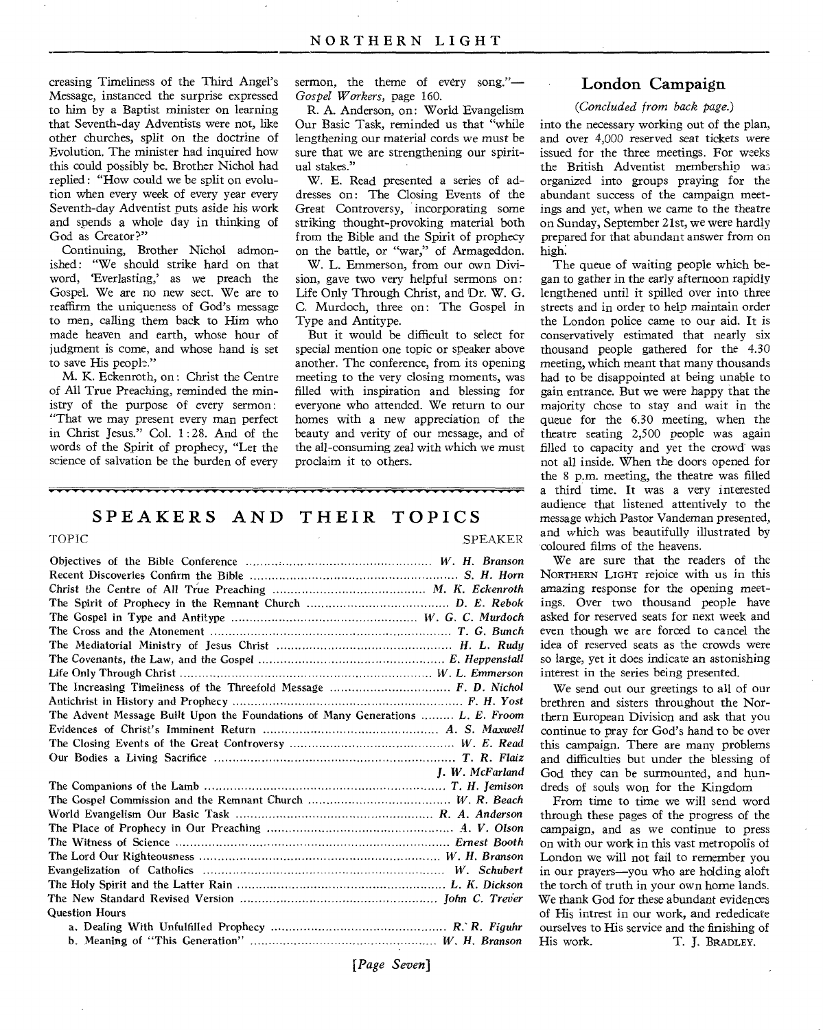creasing Timeliness of the Third Angel's Message, instanced the surprise expressed to him by a Baptist minister on learning that Seventh-day Adventists were not, like other churches, split on the doctrine of Evolution. The minister had inquired how this could possibly be. Brother Nichol had replied: "How could we be split on evolution when every week of every year every Seventh-day Adventist puts aside his work and spends a whole day in thinking of God as Creator?"

Continuing, Brother Nichol admonished: "We should strike hard on that word, 'Everlasting,' as we preach the Gospel. We are no new sect. We are to reaffirm the uniqueness of God's message to men, calling them back to Him who made heaven and earth, whose hour of judgment is come, and whose hand is set to save His people."

M. K. Eckenroth, on: Christ the Centre of All True Preaching, reminded the ministry of the purpose of every sermon: "That we may present every man perfect in Christ Jesus." Col. 1:28. And of the words of the Spirit of prophecy, "Let the science of salvation be the burden of every sermon, the theme of every song."—*Gospel Workers,* page 160.

R. A. Anderson, on: World Evangelism Our Basic Task, reminded us that "while lengthening our material cords we must be sure that we are strengthening our spiritual stakes."

W. E. Read presented a series of addresses on: The Closing Events of the Great Controversy, incorporating some striking thought-provoking material both from the Bible and the Spirit of prophecy on the battle, or "war," of Armageddon.

W. L. Emmerson, from our own Division, gave two very helpful sermons on: Life Only Through Christ, and Dr. W. G. C. Murdoch, three on: The Gospel in Type and Antitype.

But it would be difficult to select for special mention one topic or speaker above another. The conference, from its opening meeting to the very closing moments, was filled with inspiration and blessing for everyone who attended. We return to our homes with a new appreciation of the beauty and verity of our message, and of the all-consuming zeal with which we must proclaim it to others.

## SPEAKERS AND THEIR TOPICS

| TOPIC | SPEAKER |
|---|---|
| Objectives of the Bible Conference | *W. H. Branson* |
| Recent Discoveries Confirm the Bible | *S. H. Horn* |
| Christ the Centre of All True Preaching | *M. K. Eckenroth* |
| The Spirit of Prophecy in the Remnant Church | *D. E. Rebok* |
| The Gospel in Type and Antitype | *W. G. C. Murdoch* |
| The Cross and the Atonement | *T. G. Bunch* |
| The Mediatorial Ministry of Jesus Christ | *H. L. Rudy* |
| The Covenants, the Law, and the Gospel | *E. Heppenstall* |
| Life Only Through Christ | *W. L. Emmerson* |
| The Increasing Timeliness of the Threefold Message | *F. D. Nichol* |
| Antichrist in History and Prophecy | *F. H. Yost* |
| The Advent Message Built Upon the Foundations of Many Generations | *L. E. Froom* |
| Evidences of Christ's Imminent Return | *A. S. Maxwell* |
| The Closing Events of the Great Controversy | *W. E. Read* |
| Our Bodies a Living Sacrifice | *T. R. Flaiz* / *J. W. McFarland* |
| The Companions of the Lamb | *T. H. Jemison* |
| The Gospel Commission and the Remnant Church | *W. R. Beach* |
| World Evangelism Our Basic Task | *R. A. Anderson* |
| The Place of Prophecy in Our Preaching | *A. V. Olson* |
| The Witness of Science | *Ernest Booth* |
| The Lord Our Righteousness | *W. H. Branson* |
| Evangelization of Catholics | *W. Schubert* |
| The Holy Spirit and the Latter Rain | *L. K. Dickson* |
| The New Standard Revised Version | *John C. Trever* |
| Question Hours | |
| a. Dealing With Unfulfilled Prophecy | *R. R. Figuhr* |
| b. Meaning of "This Generation" | *W. H. Branson* |

## London Campaign

*(Concluded from back page.)*

into the necessary working out of the plan, and over 4,000 reserved seat tickets were issued for the three meetings. For weeks the British Adventist membership was organized into groups praying for the abundant success of the campaign meetings and yet, when we came to the theatre on Sunday, September 21st, we were hardly prepared for that abundant answer from on high.

The queue of waiting people which began to gather in the early afternoon rapidly lengthened until it spilled over into three streets and in order to help maintain order the London police came to our aid. It is conservatively estimated that nearly six thousand people gathered for the 4.30 meeting, which meant that many thousands had to be disappointed at being unable to gain entrance. But we were happy that the majority chose to stay and wait in the queue for the 6.30 meeting, when the theatre seating 2,500 people was again filled to capacity and yet the crowd was not all inside. When the doors opened for the 8 p.m. meeting, the theatre was filled a third time. It was a very interested audience that listened attentively to the message which Pastor Vandeman presented, and which was beautifully illustrated by coloured films of the heavens.

We are sure that the readers of the NORTHERN LIGHT rejoice with us in this amazing response for the opening meetings. Over two thousand people have asked for reserved seats for next week and even though we are forced to cancel the idea of reserved seats as the crowds were so large, yet it does indicate an astonishing interest in the series being presented.

We send out our greetings to all of our brethren and sisters throughout the Northern European Division and ask that you continue to pray for God's hand to be over this campaign. There are many problems and difficulties but under the blessing of God they can be surmounted, and hundreds of souls won for the Kingdom

From time to time we will send word through these pages of the progress of the campaign, and as we continue to press on with our work in this vast metropolis of London we will not fail to remember you in our prayers—you who are holding aloft the torch of truth in your own home lands. We thank God for these abundant evidences of His intrest in our work, and rededicate ourselves to His service and the finishing of His work.

T. J. BRADLEY.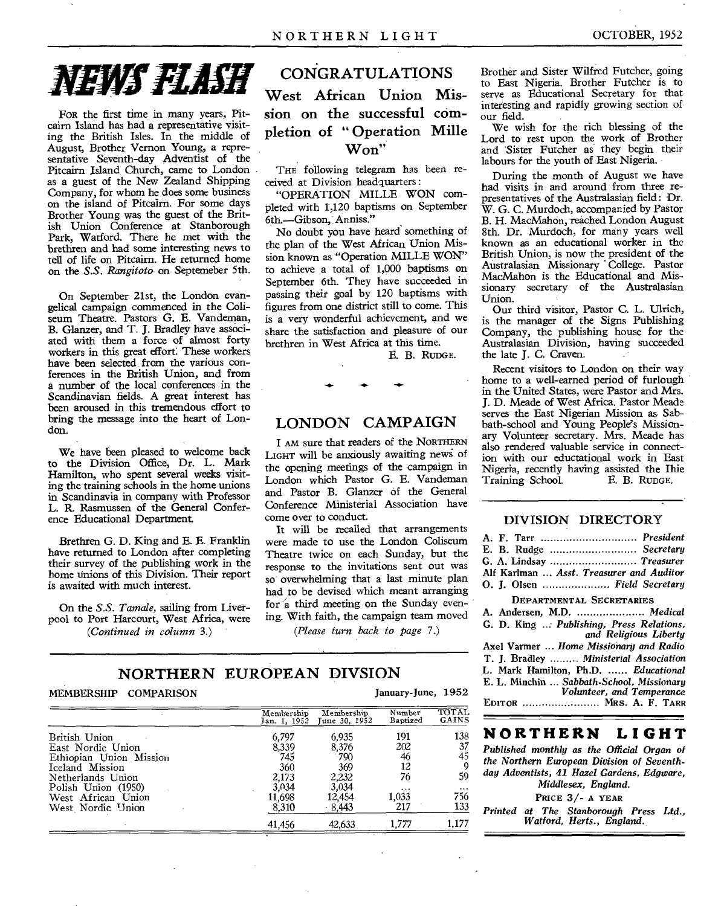# NEWS FLASH

FOR the first time in many years, Pitcairn Island has had a representative visiting the British Isles. In the middle of August, Brother Vernon Young, a representative Seventh-day Adventist of the Pitcairn Island Church, came to London as a guest of the New Zealand Shipping Company, for whom he does some business on the island of Pitcairn. For some days Brother Young was the guest of the British Union Conference at Stanborough Park, Watford. There he met with the brethren and had some interesting news to tell of life on Pitcairn. He returned home on the *S.S. Rangitoto* on Septemeber 5th.

On September 21st, the London evangelical campaign commenced in the Coliseum Theatre. Pastors G. E. Vandeman, B. Glanzer, and T. J. Bradley have associated with them a force of almost forty workers in this great effort. These workers have been selected from the various conferences in the British Union, and from a number of the local conferences in the Scandinavian fields. A great interest has been aroused in this tremendous effort to bring the message into the heart of London.

We have been pleased to welcome back to the Division Office, Dr. L. Mark Hamilton, who spent several weeks visiting the training schools in the home unions in Scandinavia in company with Professor L. R. Rasmussen of the General Conference Educational Department.

Brethren G. D. King and E. E. Franklin have returned to London after completing their survey of the publishing work in the home unions of this Division. Their report is awaited with much interest.

On the *S.S. Tamale,* sailing from Liverpool to Port Harcourt, West Africa, were Brother and Sister Wilfred Futcher, going to East Nigeria. Brother Futcher is to serve as Educational Secretary for that interesting and rapidly growing section of our field.

We wish for the rich blessing of the Lord to rest upon the work of Brother and Sister Futcher as they begin their labours for the youth of East Nigeria.

During the month of August we have had visits in and around from three representatives of the Australasian field: Dr. W. G. C. Murdoch, accompanied by Pastor B. H. MacMahon, reached London August 8th. Dr. Murdoch, for many years well known as an educational worker in the British Union, is now the president of the Australasian Missionary College. Pastor MacMahon is the Educational and Missionary secretary of the Australasian Union.

Our third visitor, Pastor C. L. Ulrich, is the manager of the Signs Publishing Company, the publishing house for the Australasian Division, having succeeded the late J. C. Craven.

Recent visitors to London on their way home to a well-earned period of furlough in the United States, were Pastor and Mrs. J. D. Meade of West Africa. Pastor Meade serves the East Nigerian Mission as Sabbath-school and Young People's Missionary Volunteer secretary. Mrs. Meade has also rendered valuable service in connection with our eductational work in East Nigeria, recently having assisted the Ihie Training School.

E. B. RUDGE.

## CONGRATULATIONS

### West African Union Mission on the successful completion of "Operation Mille Won"

THE following telegram has been received at Division headquarters:

"OPERATION MILLE WON completed with 1,120 baptisms on September 6th.—Gibson, Anniss."

No doubt you have heard something of the plan of the West African Union Mission known as "Operation MILLE WON" to achieve a total of 1,000 baptisms on September 6th. They have succeeded in passing their goal by 120 baptisms with figures from one district still to come. This is a very wonderful achievement, and we share the satisfaction and pleasure of our brethren in West Africa at this time.

E. B. RUDGE.

## LONDON CAMPAIGN

I AM sure that readers of the NORTHERN LIGHT will be anxiously awaiting news of the opening meetings of the campaign in London which Pastor G. E. Vandeman and Pastor B. Glanzer of the General Conference Ministerial Association have come over to conduct.

It will be recalled that arrangements were made to use the London Coliseum Theatre twice on each Sunday, but the response to the invitations sent out was so overwhelming that a last minute plan had to be devised which meant arranging for a third meeting on the Sunday evening. With faith, the campaign team moved

*(Please turn back to page 7.)*

## NORTHERN EUROPEAN DIVSION

MEMBERSHIP COMPARISON — January-June, 1952

| | Membership Jan. 1, 1952 | Membership June 30, 1952 | Number Baptized | TOTAL GAINS |
|---|---|---|---|---|
| British Union | 6,797 | 6,935 | 191 | 138 |
| East Nordic Union | 8,339 | 8,376 | 202 | 37 |
| Ethiopian Union Mission | 745 | 790 | 46 | 45 |
| Iceland Mission | 360 | 369 | 12 | 9 |
| Netherlands Union | 2,173 | 2,232 | 76 | 59 |
| Polish Union (1950) | 3,034 | 3,034 | ... | ... |
| West African Union | 11,698 | 12,454 | 1,033 | 756 |
| West Nordic Union | 8,310 | 8,443 | 217 | 133 |
| | 41,456 | 42,633 | 1,777 | 1,177 |

## DIVISION DIRECTORY

A. F. Tarr ... *President*
E. B. Rudge ... *Secretary*
G. A. Lindsay ... *Treasurer*
Alf Karlman ... *Asst. Treasurer and Auditor*
O. J. Olsen ... *Field Secretary*

DEPARTMENTAL SECRETARIES

A. Andersen, M.D. ... *Medical*
G. D. King ... *Publishing, Press Relations, and Religious Liberty*
Axel Varmer ... *Home Missionary and Radio*
T. J. Bradley ... *Ministerial Association*
L. Mark Hamilton, Ph.D. ... *Educational*
E. L. Minchin ... *Sabbath-School, Missionary Volunteer, and Temperance*
EDITOR ... MRS. A. F. TARR

## NORTHERN LIGHT

*Published monthly as the Official Organ of the Northern European Division of Seventh-day Adventists, 41 Hazel Gardens, Edgware, Middlesex, England.*

PRICE 3/- A YEAR

*Printed at The Stanborough Press Ltd., Watford, Herts., England.*